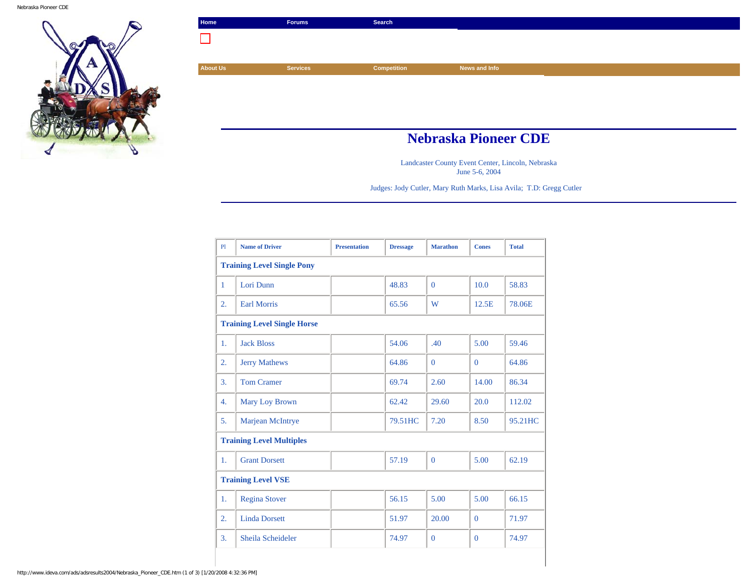Home | Forums | Search

About Us | Services | Competition | News and Info

# Nebraska Pioneer CDE

Landcaster County Event Center, Lincoln, Nebraska
June 5-6, 2004

Judges: Jody Cutler, Mary Ruth Marks, Lisa Avila;  T.D: Gregg Cutler

| Pl | Name of Driver | Presentation | Dressage | Marathon | Cones | Total |
|---|---|---|---|---|---|---|
| **Training Level Single Pony** | | | | | | |
| 1 | Lori Dunn | | 48.83 | 0 | 10.0 | 58.83 |
| 2. | Earl Morris | | 65.56 | W | 12.5E | 78.06E |
| **Training Level Single Horse** | | | | | | |
| 1. | Jack Bloss | | 54.06 | .40 | 5.00 | 59.46 |
| 2. | Jerry Mathews | | 64.86 | 0 | 0 | 64.86 |
| 3. | Tom Cramer | | 69.74 | 2.60 | 14.00 | 86.34 |
| 4. | Mary Loy Brown | | 62.42 | 29.60 | 20.0 | 112.02 |
| 5. | Marjean McIntrye | | 79.51HC | 7.20 | 8.50 | 95.21HC |
| **Training Level Multiples** | | | | | | |
| 1. | Grant Dorsett | | 57.19 | 0 | 5.00 | 62.19 |
| **Training Level VSE** | | | | | | |
| 1. | Regina Stover | | 56.15 | 5.00 | 5.00 | 66.15 |
| 2. | Linda Dorsett | | 51.97 | 20.00 | 0 | 71.97 |
| 3. | Sheila Scheideler | | 74.97 | 0 | 0 | 74.97 |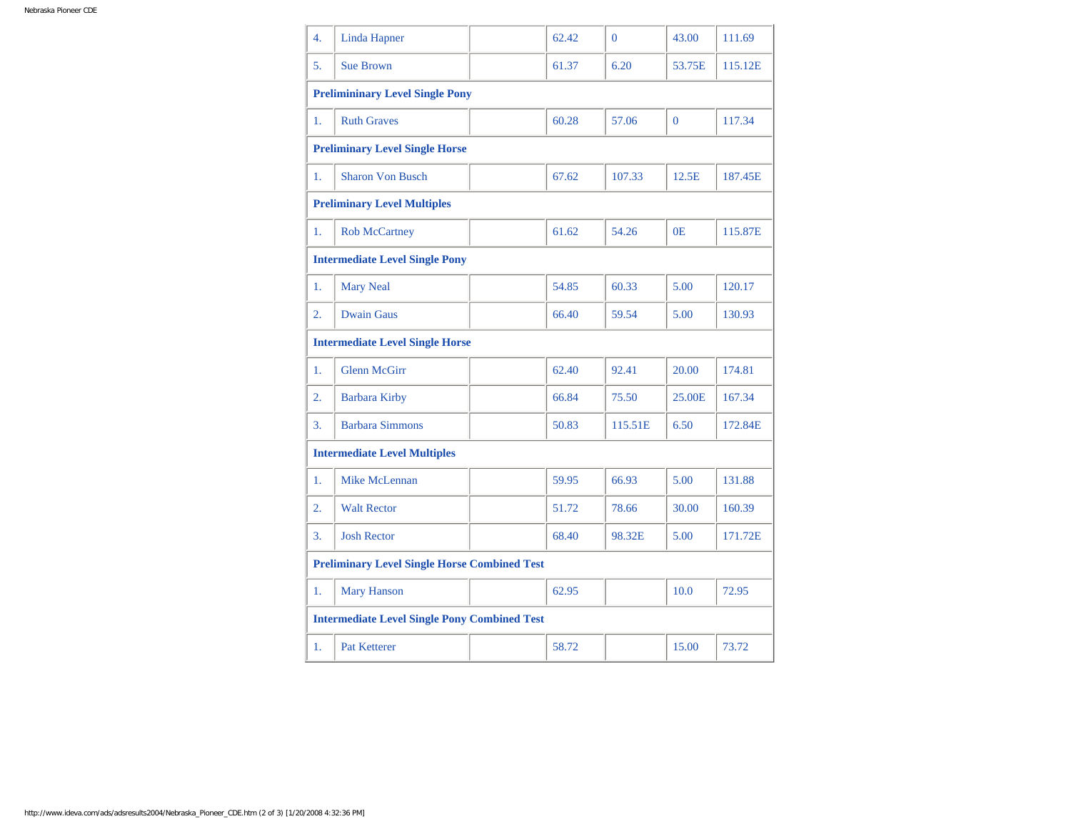| | | | | | | |
|---|---|---|---|---|---|---|
| 4. | Linda Hapner | | 62.42 | 0 | 43.00 | 111.69 |
| 5. | Sue Brown | | 61.37 | 6.20 | 53.75E | 115.12E |
| **Prelimininary Level Single Pony** | | | | | | |
| 1. | Ruth Graves | | 60.28 | 57.06 | 0 | 117.34 |
| **Preliminary Level Single Horse** | | | | | | |
| 1. | Sharon Von Busch | | 67.62 | 107.33 | 12.5E | 187.45E |
| **Preliminary Level Multiples** | | | | | | |
| 1. | Rob McCartney | | 61.62 | 54.26 | 0E | 115.87E |
| **Intermediate Level Single Pony** | | | | | | |
| 1. | Mary Neal | | 54.85 | 60.33 | 5.00 | 120.17 |
| 2. | Dwain Gaus | | 66.40 | 59.54 | 5.00 | 130.93 |
| **Intermediate Level Single Horse** | | | | | | |
| 1. | Glenn McGirr | | 62.40 | 92.41 | 20.00 | 174.81 |
| 2. | Barbara Kirby | | 66.84 | 75.50 | 25.00E | 167.34 |
| 3. | Barbara Simmons | | 50.83 | 115.51E | 6.50 | 172.84E |
| **Intermediate Level Multiples** | | | | | | |
| 1. | Mike McLennan | | 59.95 | 66.93 | 5.00 | 131.88 |
| 2. | Walt Rector | | 51.72 | 78.66 | 30.00 | 160.39 |
| 3. | Josh Rector | | 68.40 | 98.32E | 5.00 | 171.72E |
| **Preliminary Level Single Horse Combined Test** | | | | | | |
| 1. | Mary Hanson | | 62.95 | | 10.0 | 72.95 |
| **Intermediate Level Single Pony Combined Test** | | | | | | |
| 1. | Pat Ketterer | | 58.72 | | 15.00 | 73.72 |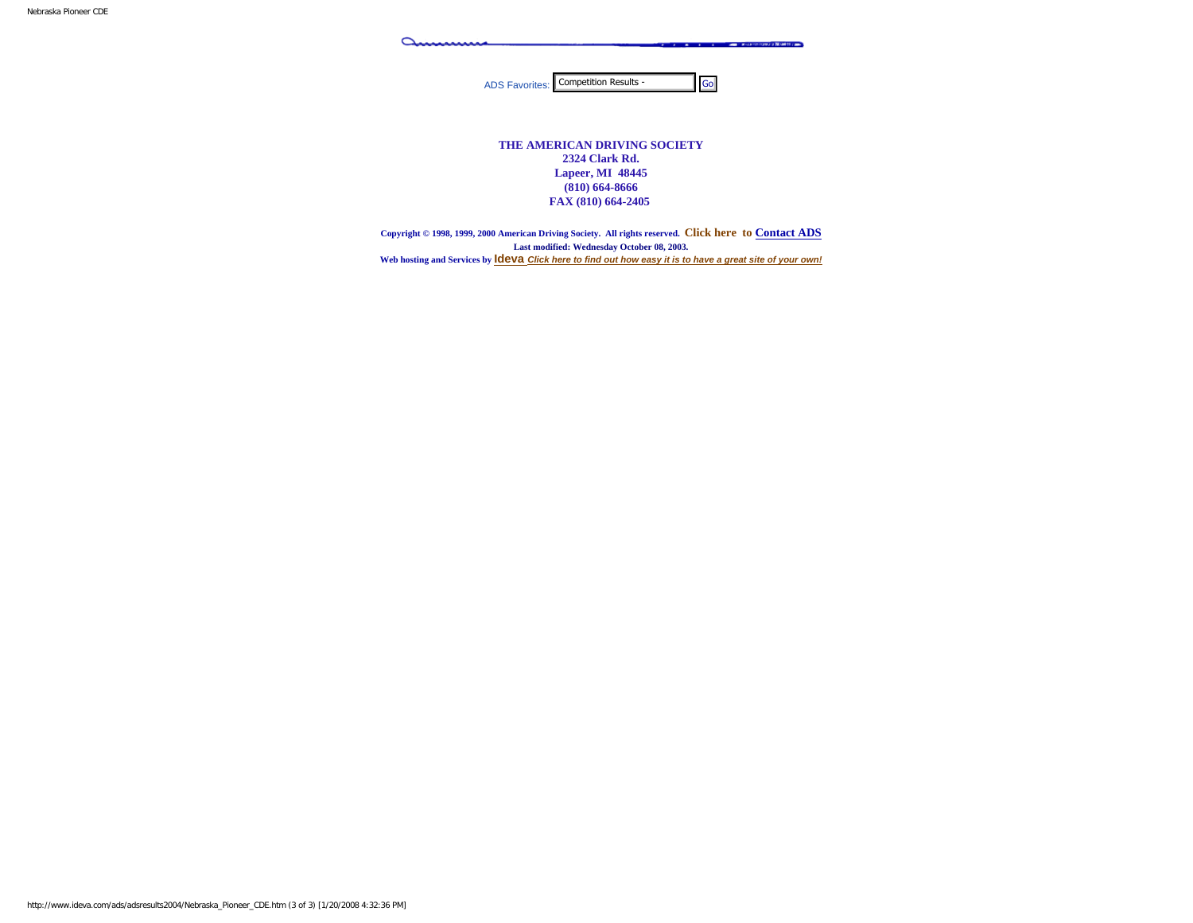ADS Favorites: Competition Results - Go

**THE AMERICAN DRIVING SOCIETY**
**2324 Clark Rd.**
**Lapeer, MI 48445**
**(810) 664-8666**
**FAX (810) 664-2405**

**Copyright © 1998, 1999, 2000 American Driving Society. All rights reserved. Click here to Contact ADS**
**Last modified: Wednesday October 08, 2003.**
**Web hosting and Services by Ideva** ***Click here to find out how easy it is to have a great site of your own!***